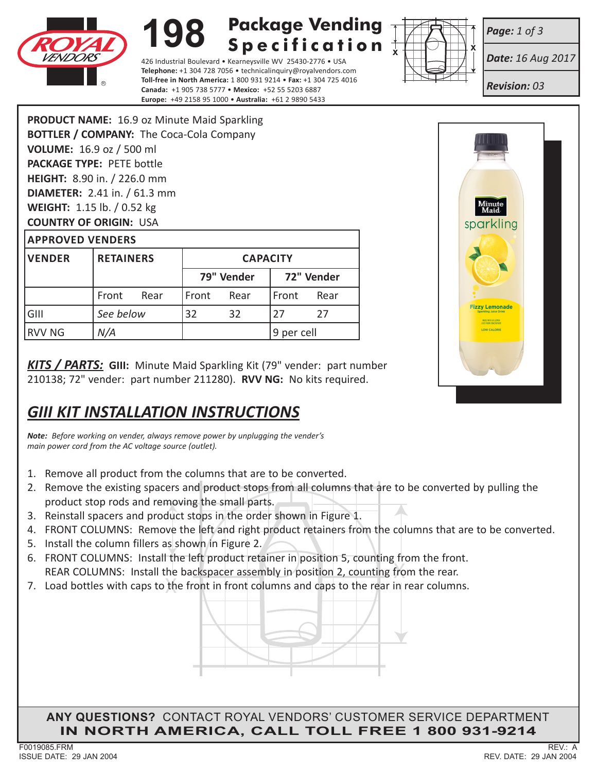# 198 Package Vending Specification

426 Industrial Boulevard • Kearneysville WV 25430-2776 • USA
**Telephone:** +1 304 728 7056 • technicalinquiry@royalvendors.com
**Toll-free in North America:** 1 800 931 9214 • **Fax:** +1 304 725 4016
**Canada:** +1 905 738 5777 • **Mexico:** +52 55 5203 6887
**Europe:** +49 2158 95 1000 • **Australia:** +61 2 9890 5433

***Date:*** *16 Aug 2017*

***Revision:*** *03*

**PRODUCT NAME:** 16.9 oz Minute Maid Sparkling
**BOTTLER / COMPANY:** The Coca-Cola Company
**VOLUME:** 16.9 oz / 500 ml
**PACKAGE TYPE:** PETE bottle
**HEIGHT:** 8.90 in. / 226.0 mm
**DIAMETER:** 2.41 in. / 61.3 mm
**WEIGHT:** 1.15 lb. / 0.52 kg
**COUNTRY OF ORIGIN:** USA

| APPROVED VENDERS | | | | | | |
|---|---|---|---|---|---|---|
| **VENDER** | **RETAINERS** | | **CAPACITY** | | | |
| | | | **79" Vender** | | **72" Vender** | |
| | Front | Rear | Front | Rear | Front | Rear |
| GIII | *See below* | | 32 | 32 | 27 | 27 |
| RVV NG | *N/A* | | | | 9 per cell | |

***KITS / PARTS:*** **GIII:** Minute Maid Sparkling Kit (79" vender: part number 210138; 72" vender: part number 211280). **RVV NG:** No kits required.

## *GIII KIT INSTALLATION INSTRUCTIONS*

***Note:*** *Before working on vender, always remove power by unplugging the vender's main power cord from the AC voltage source (outlet).*

1. Remove all product from the columns that are to be converted.
2. Remove the existing spacers and product stops from all columns that are to be converted by pulling the product stop rods and removing the small parts.
3. Reinstall spacers and product stops in the order shown in Figure 1.
4. FRONT COLUMNS: Remove the left and right product retainers from the columns that are to be converted.
5. Install the column fillers as shown in Figure 2.
6. FRONT COLUMNS: Install the left product retainer in position 5, counting from the front.
   REAR COLUMNS: Install the backspacer assembly in position 2, counting from the rear.
7. Load bottles with caps to the front in front columns and caps to the rear in rear columns.

**ANY QUESTIONS?** CONTACT ROYAL VENDORS' CUSTOMER SERVICE DEPARTMENT
**IN NORTH AMERICA, CALL TOLL FREE 1 800 931-9214**

F0019085.FRM
ISSUE DATE: 29 JAN 2004

REV.: A
REV. DATE: 29 JAN 2004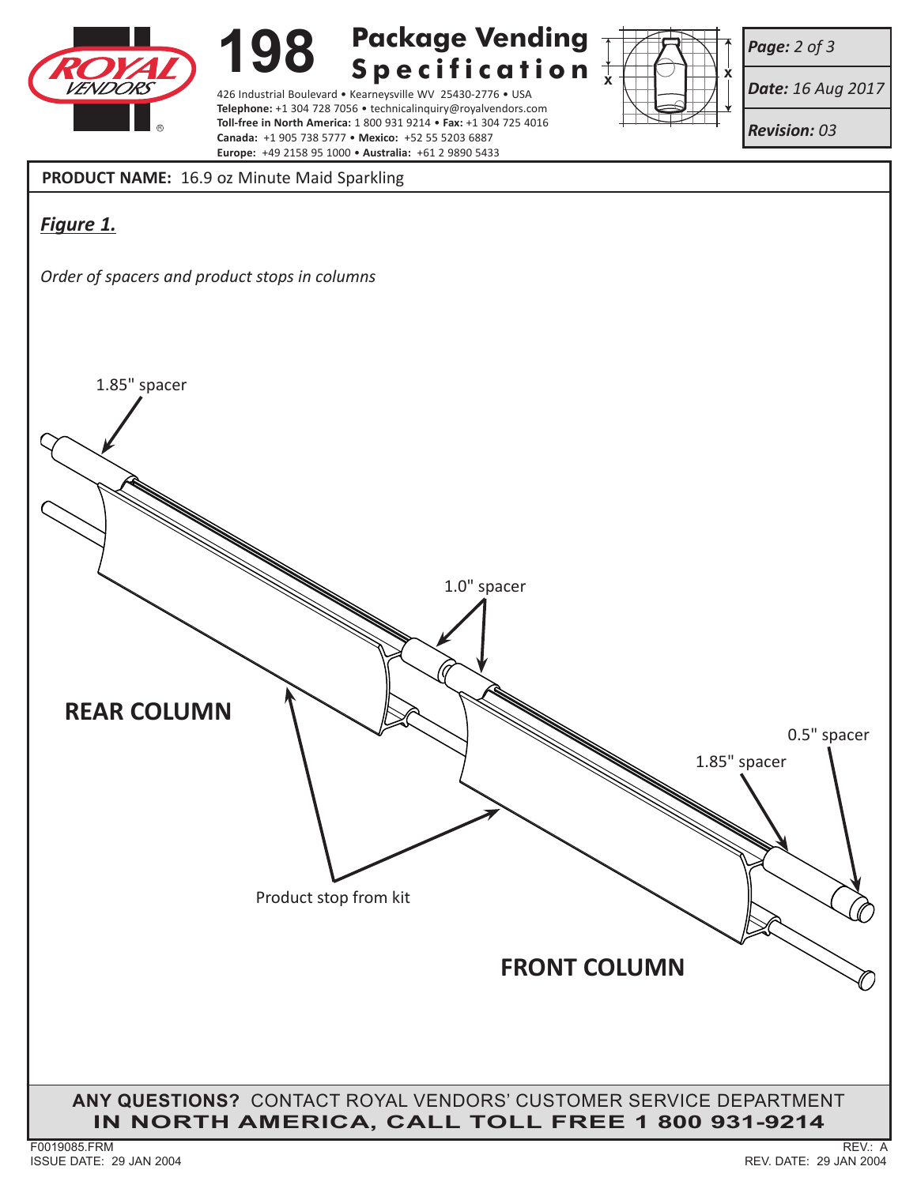**PRODUCT NAME:** 16.9 oz Minute Maid Sparkling

## *Figure 1.*

*Order of spacers and product stops in columns*

1.85" spacer

1.0" spacer

**REAR COLUMN**

0.5" spacer

1.85" spacer

Product stop from kit

**FRONT COLUMN**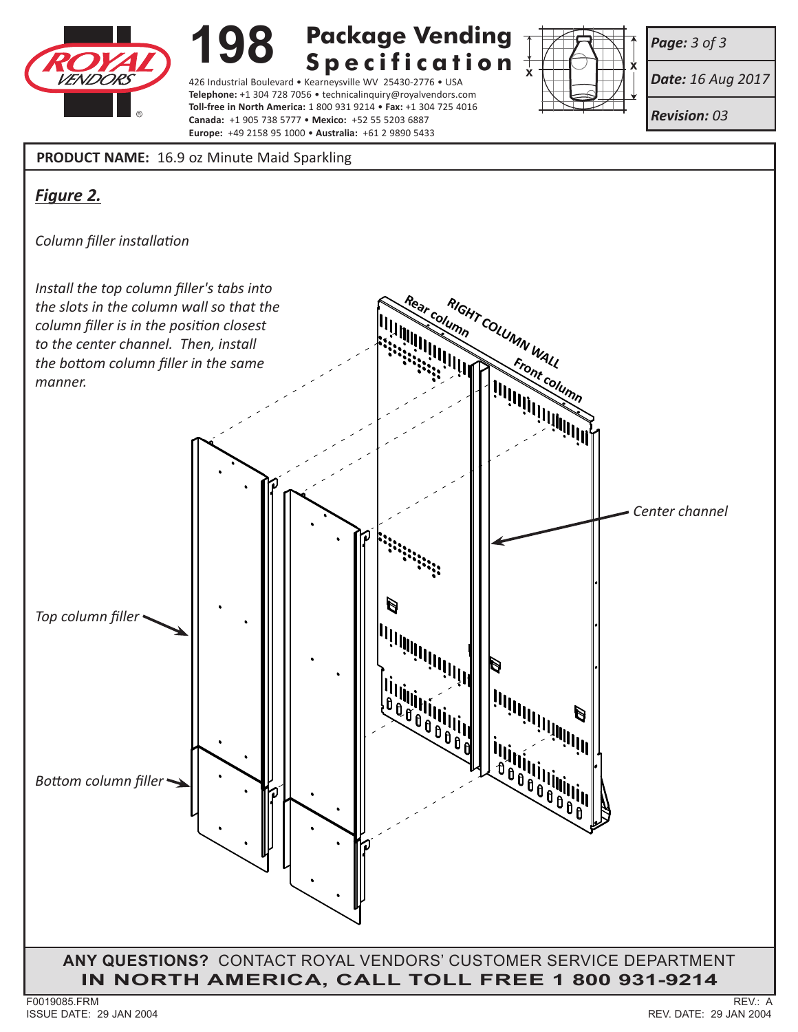**PRODUCT NAME:** 16.9 oz Minute Maid Sparkling

## *Figure 2.*

*Column filler installation*

*Install the top column filler's tabs into the slots in the column wall so that the column filler is in the position closest to the center channel. Then, install the bottom column filler in the same manner.*

Rear column

RIGHT COLUMN WALL

Front column

Center channel

Top column filler

Bottom column filler

**ANY QUESTIONS?** CONTACT ROYAL VENDORS' CUSTOMER SERVICE DEPARTMENT

**IN NORTH AMERICA, CALL TOLL FREE 1 800 931-9214**